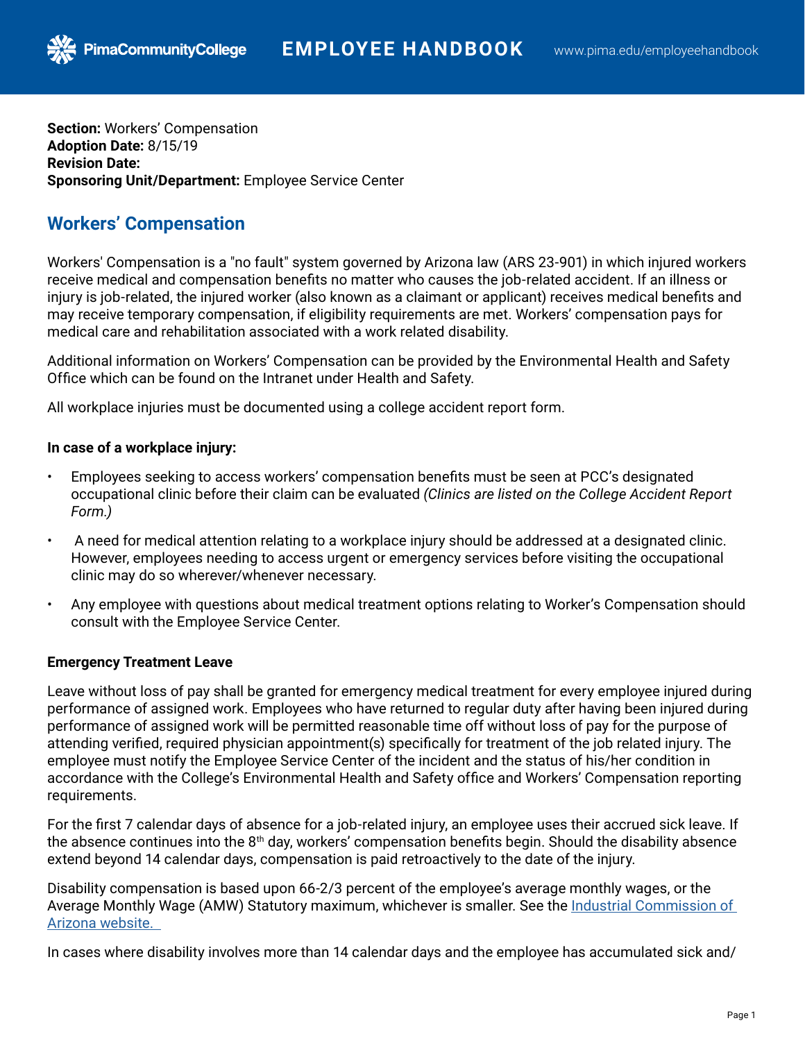**Section:** Workers' Compensation
**Adoption Date:** 8/15/19
**Revision Date:**
**Sponsoring Unit/Department:** Employee Service Center

## Workers' Compensation

Workers' Compensation is a "no fault" system governed by Arizona law (ARS 23-901) in which injured workers receive medical and compensation benefits no matter who causes the job-related accident. If an illness or injury is job-related, the injured worker (also known as a claimant or applicant) receives medical benefits and may receive temporary compensation, if eligibility requirements are met. Workers' compensation pays for medical care and rehabilitation associated with a work related disability.

Additional information on Workers' Compensation can be provided by the Environmental Health and Safety Office which can be found on the Intranet under Health and Safety.

All workplace injuries must be documented using a college accident report form.

**In case of a workplace injury:**

- Employees seeking to access workers' compensation benefits must be seen at PCC's designated occupational clinic before their claim can be evaluated *(Clinics are listed on the College Accident Report Form.)*
- A need for medical attention relating to a workplace injury should be addressed at a designated clinic. However, employees needing to access urgent or emergency services before visiting the occupational clinic may do so wherever/whenever necessary.
- Any employee with questions about medical treatment options relating to Worker's Compensation should consult with the Employee Service Center.

**Emergency Treatment Leave**

Leave without loss of pay shall be granted for emergency medical treatment for every employee injured during performance of assigned work. Employees who have returned to regular duty after having been injured during performance of assigned work will be permitted reasonable time off without loss of pay for the purpose of attending verified, required physician appointment(s) specifically for treatment of the job related injury. The employee must notify the Employee Service Center of the incident and the status of his/her condition in accordance with the College's Environmental Health and Safety office and Workers' Compensation reporting requirements.

For the first 7 calendar days of absence for a job-related injury, an employee uses their accrued sick leave. If the absence continues into the 8th day, workers' compensation benefits begin. Should the disability absence extend beyond 14 calendar days, compensation is paid retroactively to the date of the injury.

Disability compensation is based upon 66-2/3 percent of the employee's average monthly wages, or the Average Monthly Wage (AMW) Statutory maximum, whichever is smaller. See the [Industrial Commission of Arizona website.]()

In cases where disability involves more than 14 calendar days and the employee has accumulated sick and/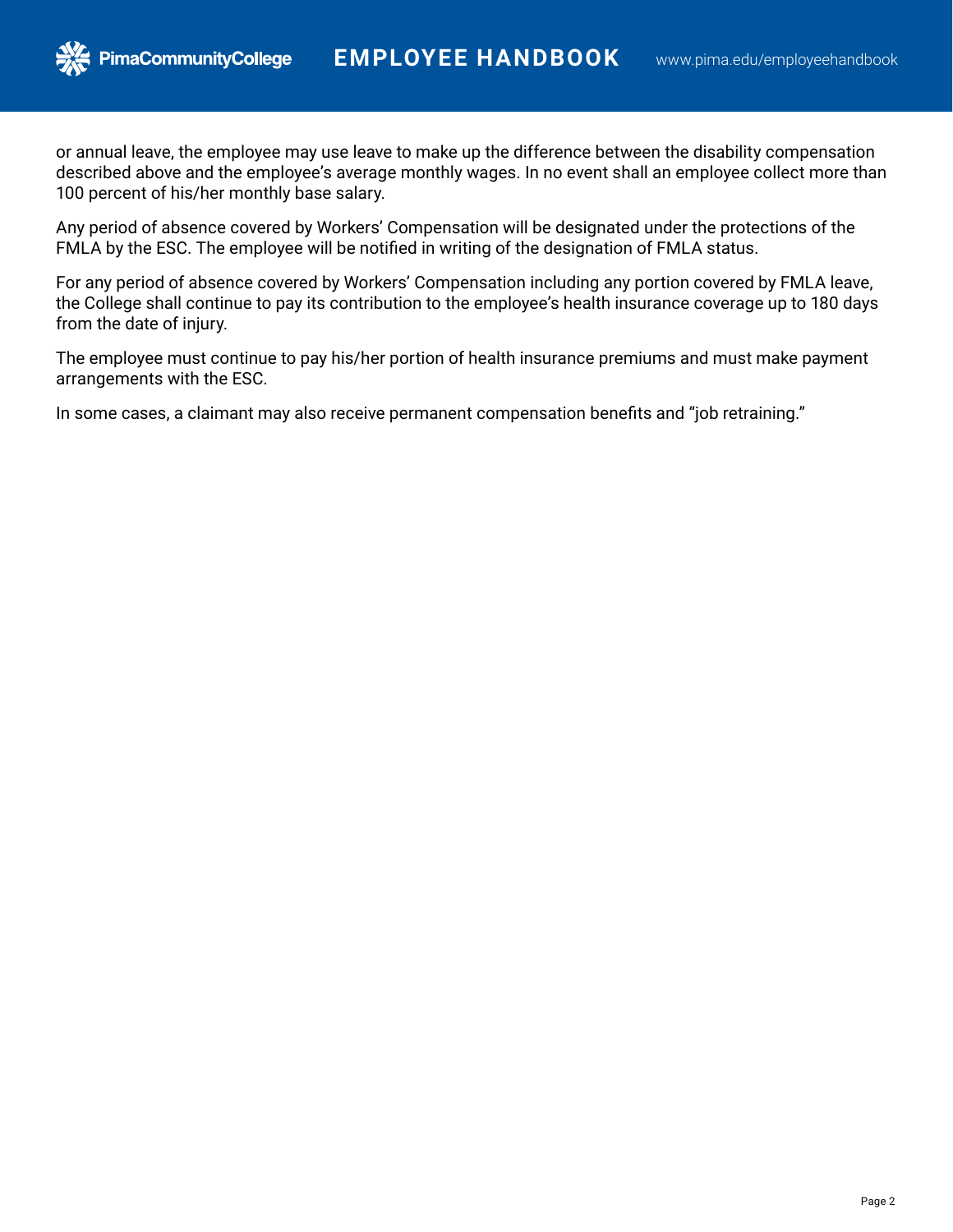or annual leave, the employee may use leave to make up the difference between the disability compensation described above and the employee's average monthly wages. In no event shall an employee collect more than 100 percent of his/her monthly base salary.

Any period of absence covered by Workers' Compensation will be designated under the protections of the FMLA by the ESC. The employee will be notified in writing of the designation of FMLA status.

For any period of absence covered by Workers' Compensation including any portion covered by FMLA leave, the College shall continue to pay its contribution to the employee's health insurance coverage up to 180 days from the date of injury.

The employee must continue to pay his/her portion of health insurance premiums and must make payment arrangements with the ESC.

In some cases, a claimant may also receive permanent compensation benefits and "job retraining."